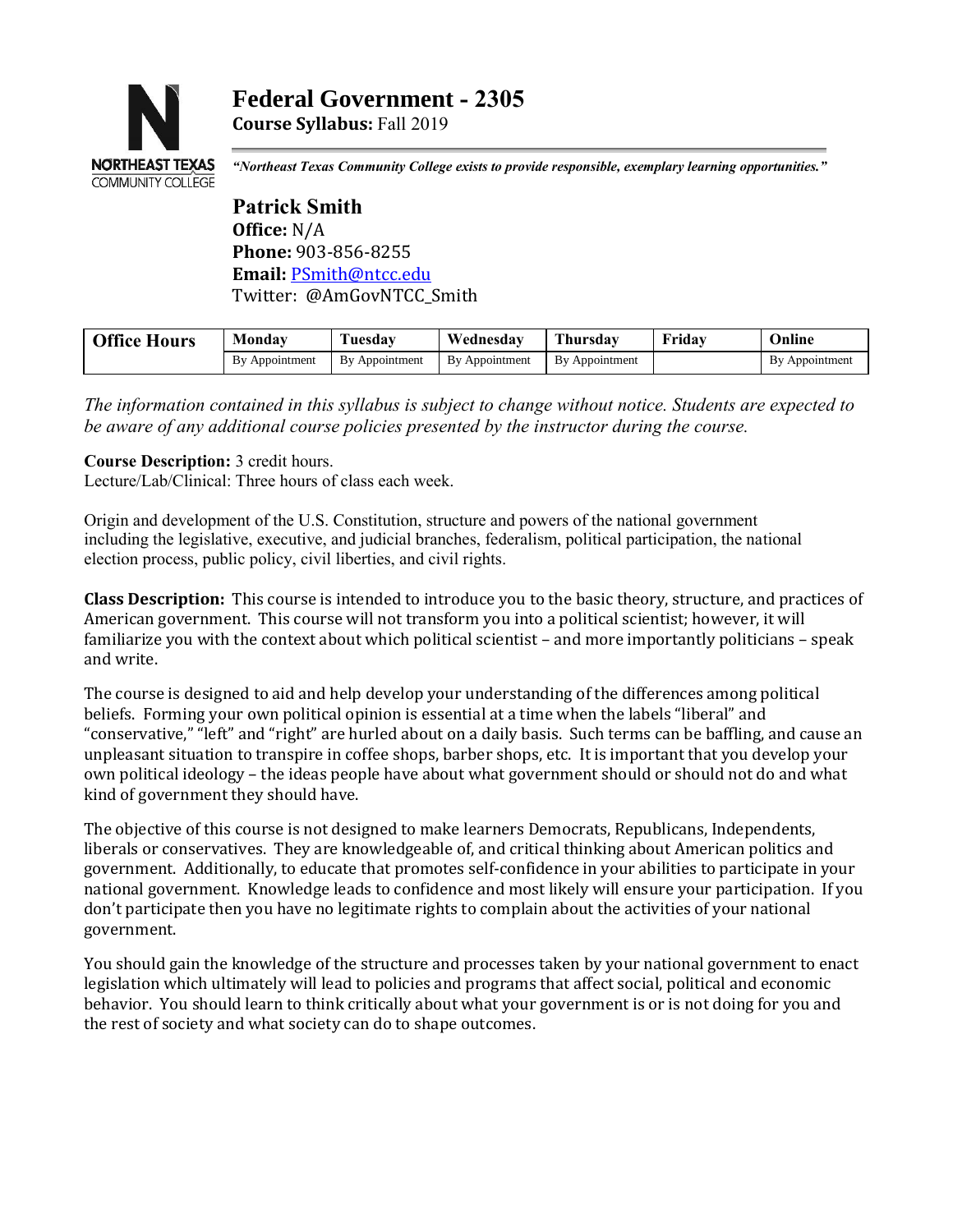# Federal Government - 2305

**Course Syllabus:** Fall 2019

NORTHEAST TEXAS COMMUNITY COLLEGE

*"Northeast Texas Community College exists to provide responsible, exemplary learning opportunities."*

## Patrick Smith

**Office:** N/A
**Phone:** 903-856-8255
**Email:** PSmith@ntcc.edu
Twitter: @AmGovNTCC_Smith

| Office Hours | Monday | Tuesday | Wednesday | Thursday | Friday | Online |
|---|---|---|---|---|---|---|
| | By Appointment | By Appointment | By Appointment | By Appointment | | By Appointment |

*The information contained in this syllabus is subject to change without notice. Students are expected to be aware of any additional course policies presented by the instructor during the course.*

**Course Description:** 3 credit hours.
Lecture/Lab/Clinical: Three hours of class each week.

Origin and development of the U.S. Constitution, structure and powers of the national government including the legislative, executive, and judicial branches, federalism, political participation, the national election process, public policy, civil liberties, and civil rights.

**Class Description:** This course is intended to introduce you to the basic theory, structure, and practices of American government. This course will not transform you into a political scientist; however, it will familiarize you with the context about which political scientist – and more importantly politicians – speak and write.

The course is designed to aid and help develop your understanding of the differences among political beliefs. Forming your own political opinion is essential at a time when the labels "liberal" and "conservative," "left" and "right" are hurled about on a daily basis. Such terms can be baffling, and cause an unpleasant situation to transpire in coffee shops, barber shops, etc. It is important that you develop your own political ideology – the ideas people have about what government should or should not do and what kind of government they should have.

The objective of this course is not designed to make learners Democrats, Republicans, Independents, liberals or conservatives. They are knowledgeable of, and critical thinking about American politics and government. Additionally, to educate that promotes self-confidence in your abilities to participate in your national government. Knowledge leads to confidence and most likely will ensure your participation. If you don't participate then you have no legitimate rights to complain about the activities of your national government.

You should gain the knowledge of the structure and processes taken by your national government to enact legislation which ultimately will lead to policies and programs that affect social, political and economic behavior. You should learn to think critically about what your government is or is not doing for you and the rest of society and what society can do to shape outcomes.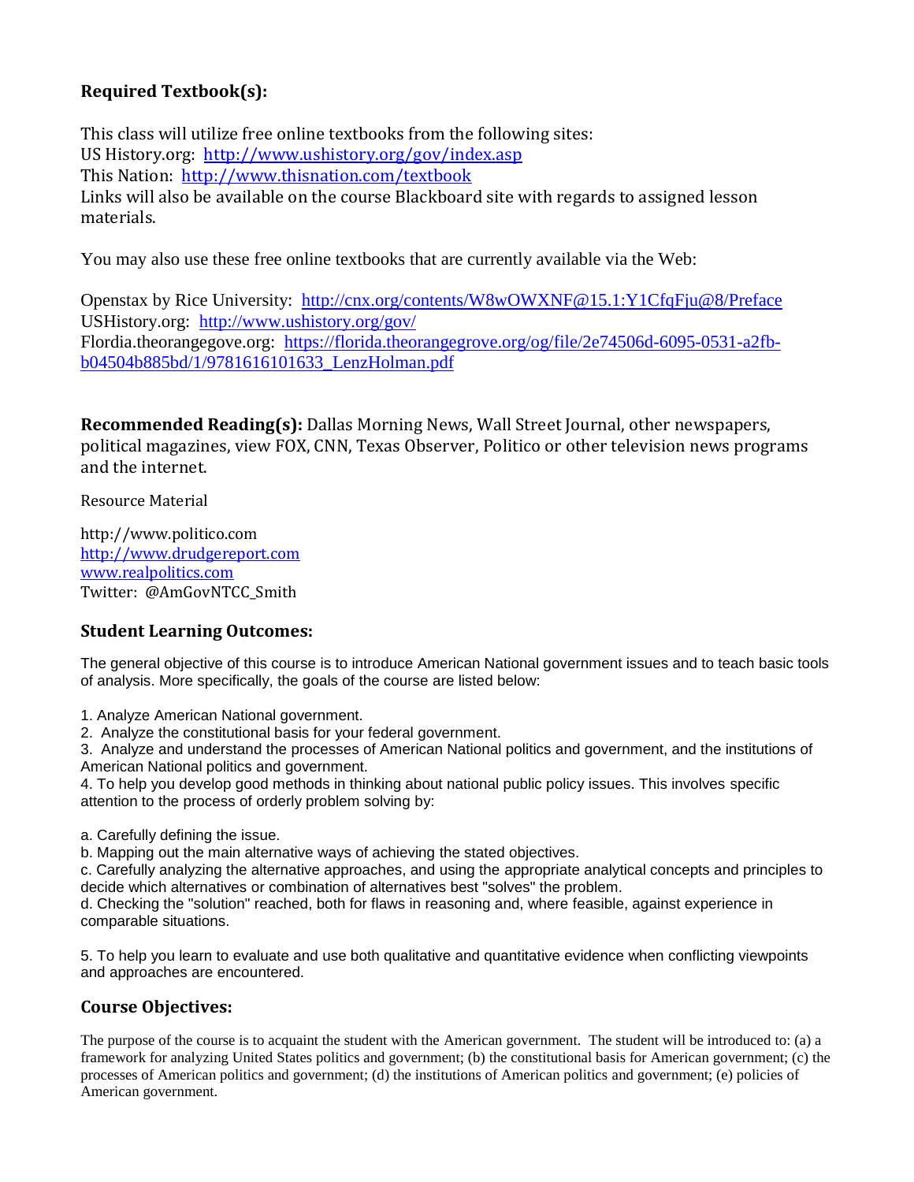### Required Textbook(s):

This class will utilize free online textbooks from the following sites:
US History.org: http://www.ushistory.org/gov/index.asp
This Nation: http://www.thisnation.com/textbook
Links will also be available on the course Blackboard site with regards to assigned lesson materials.

You may also use these free online textbooks that are currently available via the Web:

Openstax by Rice University: http://cnx.org/contents/W8wOWXNF@15.1:Y1CfqFju@8/Preface
USHistory.org: http://www.ushistory.org/gov/
Flordia.theorangegove.org: https://florida.theorangegrove.org/og/file/2e74506d-6095-0531-a2fb-b04504b885bd/1/9781616101633_LenzHolman.pdf

**Recommended Reading(s):** Dallas Morning News, Wall Street Journal, other newspapers, political magazines, view FOX, CNN, Texas Observer, Politico or other television news programs and the internet.

Resource Material

http://www.politico.com
http://www.drudgereport.com
www.realpolitics.com
Twitter: @AmGovNTCC_Smith

### Student Learning Outcomes:

The general objective of this course is to introduce American National government issues and to teach basic tools of analysis. More specifically, the goals of the course are listed below:

1. Analyze American National government.
2. Analyze the constitutional basis for your federal government.
3. Analyze and understand the processes of American National politics and government, and the institutions of American National politics and government.
4. To help you develop good methods in thinking about national public policy issues. This involves specific attention to the process of orderly problem solving by:

a. Carefully defining the issue.
b. Mapping out the main alternative ways of achieving the stated objectives.
c. Carefully analyzing the alternative approaches, and using the appropriate analytical concepts and principles to decide which alternatives or combination of alternatives best "solves" the problem.
d. Checking the "solution" reached, both for flaws in reasoning and, where feasible, against experience in comparable situations.

5. To help you learn to evaluate and use both qualitative and quantitative evidence when conflicting viewpoints and approaches are encountered.

### Course Objectives:

The purpose of the course is to acquaint the student with the American government. The student will be introduced to: (a) a framework for analyzing United States politics and government; (b) the constitutional basis for American government; (c) the processes of American politics and government; (d) the institutions of American politics and government; (e) policies of American government.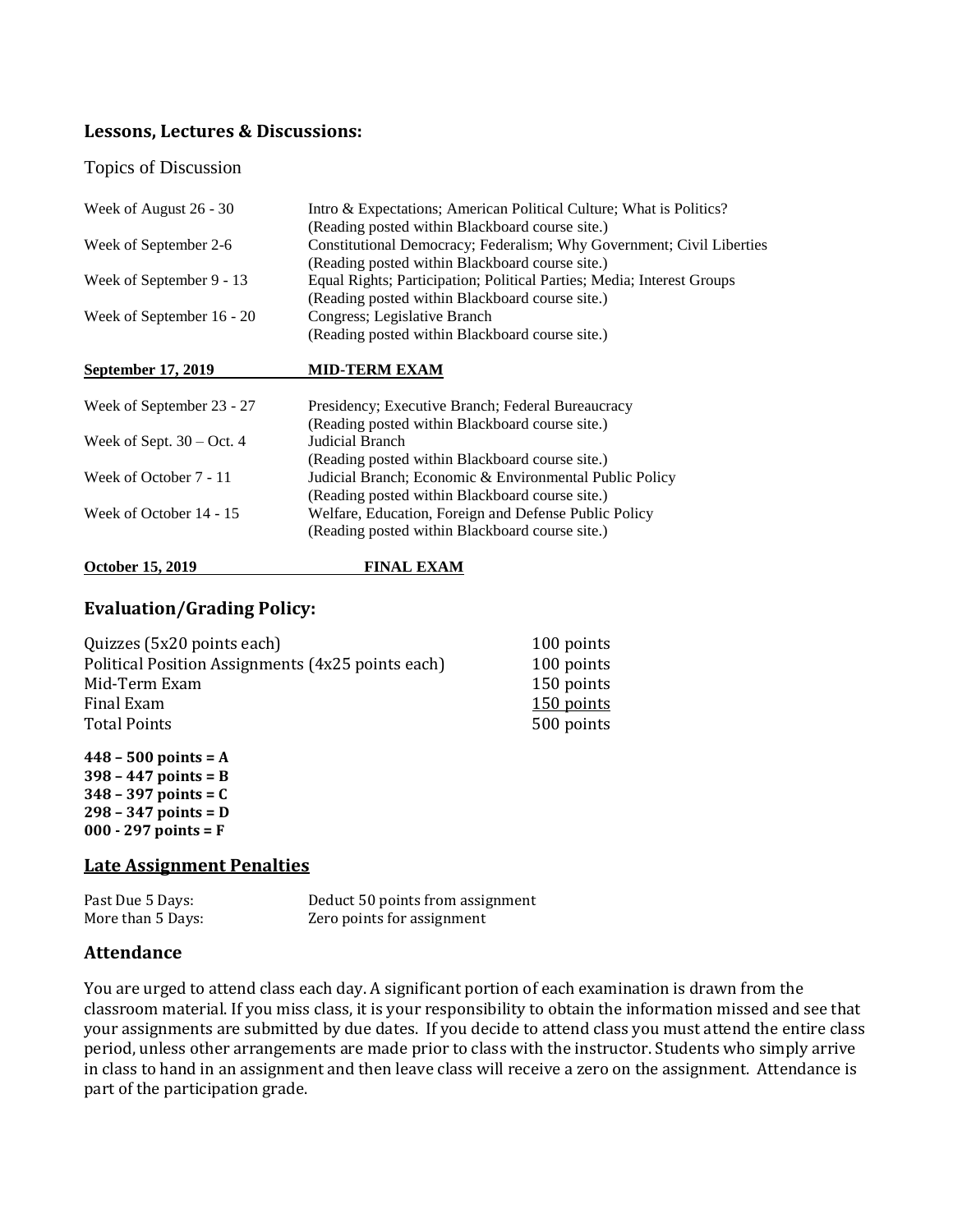## Lessons, Lectures & Discussions:

Topics of Discussion

| | |
|---|---|
| Week of August 26 - 30 | Intro & Expectations; American Political Culture; What is Politics? (Reading posted within Blackboard course site.) |
| Week of September 2-6 | Constitutional Democracy; Federalism; Why Government; Civil Liberties (Reading posted within Blackboard course site.) |
| Week of September 9 - 13 | Equal Rights; Participation; Political Parties; Media; Interest Groups (Reading posted within Blackboard course site.) |
| Week of September 16 - 20 | Congress; Legislative Branch (Reading posted within Blackboard course site.) |
| **September 17, 2019** | **MID-TERM EXAM** |
| Week of September 23 - 27 | Presidency; Executive Branch; Federal Bureaucracy (Reading posted within Blackboard course site.) |
| Week of Sept. 30 – Oct. 4 | Judicial Branch (Reading posted within Blackboard course site.) |
| Week of October 7 - 11 | Judicial Branch; Economic & Environmental Public Policy (Reading posted within Blackboard course site.) |
| Week of October 14 - 15 | Welfare, Education, Foreign and Defense Public Policy (Reading posted within Blackboard course site.) |
| **October 15, 2019** | **FINAL EXAM** |

## Evaluation/Grading Policy:

| | |
|---|---|
| Quizzes (5x20 points each) | 100 points |
| Political Position Assignments (4x25 points each) | 100 points |
| Mid-Term Exam | 150 points |
| Final Exam | 150 points |
| Total Points | 500 points |

**448 – 500 points = A**
**398 – 447 points = B**
**348 – 397 points = C**
**298 – 347 points = D**
**000 - 297 points = F**

## Late Assignment Penalties

| | |
|---|---|
| Past Due 5 Days: | Deduct 50 points from assignment |
| More than 5 Days: | Zero points for assignment |

## Attendance

You are urged to attend class each day. A significant portion of each examination is drawn from the classroom material. If you miss class, it is your responsibility to obtain the information missed and see that your assignments are submitted by due dates. If you decide to attend class you must attend the entire class period, unless other arrangements are made prior to class with the instructor. Students who simply arrive in class to hand in an assignment and then leave class will receive a zero on the assignment. Attendance is part of the participation grade.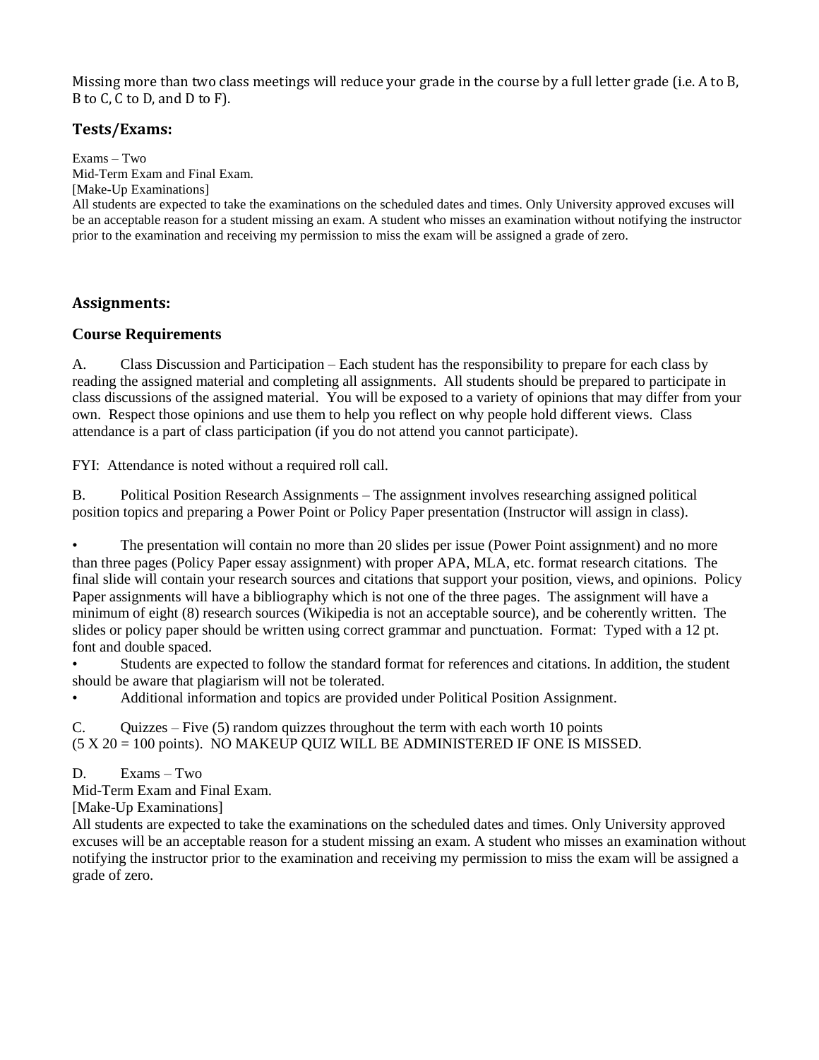Missing more than two class meetings will reduce your grade in the course by a full letter grade (i.e. A to B, B to C, C to D, and D to F).

## Tests/Exams:

Exams – Two
Mid-Term Exam and Final Exam.
[Make-Up Examinations]
All students are expected to take the examinations on the scheduled dates and times. Only University approved excuses will be an acceptable reason for a student missing an exam. A student who misses an examination without notifying the instructor prior to the examination and receiving my permission to miss the exam will be assigned a grade of zero.

## Assignments:

### Course Requirements

A. Class Discussion and Participation – Each student has the responsibility to prepare for each class by reading the assigned material and completing all assignments. All students should be prepared to participate in class discussions of the assigned material. You will be exposed to a variety of opinions that may differ from your own. Respect those opinions and use them to help you reflect on why people hold different views. Class attendance is a part of class participation (if you do not attend you cannot participate).

FYI: Attendance is noted without a required roll call.

B. Political Position Research Assignments – The assignment involves researching assigned political position topics and preparing a Power Point or Policy Paper presentation (Instructor will assign in class).

- The presentation will contain no more than 20 slides per issue (Power Point assignment) and no more than three pages (Policy Paper essay assignment) with proper APA, MLA, etc. format research citations. The final slide will contain your research sources and citations that support your position, views, and opinions. Policy Paper assignments will have a bibliography which is not one of the three pages. The assignment will have a minimum of eight (8) research sources (Wikipedia is not an acceptable source), and be coherently written. The slides or policy paper should be written using correct grammar and punctuation. Format: Typed with a 12 pt. font and double spaced.
- Students are expected to follow the standard format for references and citations. In addition, the student should be aware that plagiarism will not be tolerated.
- Additional information and topics are provided under Political Position Assignment.

C. Quizzes – Five (5) random quizzes throughout the term with each worth 10 points (5 X 20 = 100 points). NO MAKEUP QUIZ WILL BE ADMINISTERED IF ONE IS MISSED.

D. Exams – Two
Mid-Term Exam and Final Exam.
[Make-Up Examinations]
All students are expected to take the examinations on the scheduled dates and times. Only University approved excuses will be an acceptable reason for a student missing an exam. A student who misses an examination without notifying the instructor prior to the examination and receiving my permission to miss the exam will be assigned a grade of zero.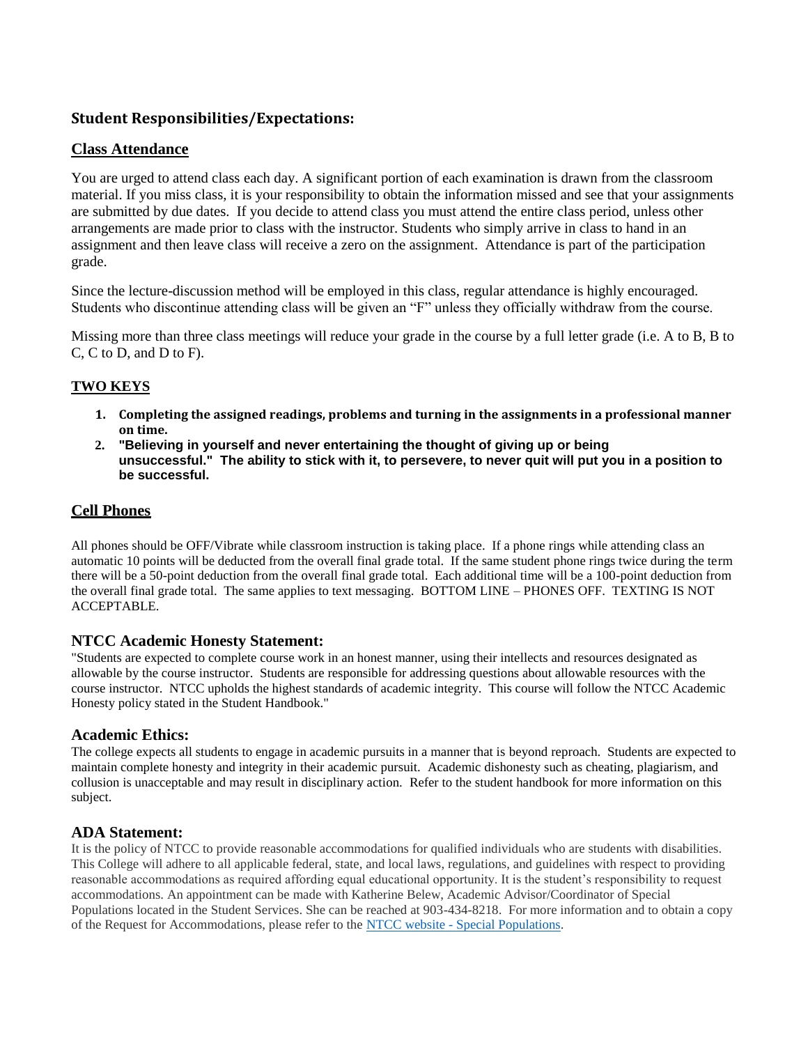## Student Responsibilities/Expectations:

### Class Attendance

You are urged to attend class each day. A significant portion of each examination is drawn from the classroom material. If you miss class, it is your responsibility to obtain the information missed and see that your assignments are submitted by due dates. If you decide to attend class you must attend the entire class period, unless other arrangements are made prior to class with the instructor. Students who simply arrive in class to hand in an assignment and then leave class will receive a zero on the assignment. Attendance is part of the participation grade.

Since the lecture-discussion method will be employed in this class, regular attendance is highly encouraged. Students who discontinue attending class will be given an "F" unless they officially withdraw from the course.

Missing more than three class meetings will reduce your grade in the course by a full letter grade (i.e. A to B, B to C, C to D, and D to F).

### TWO KEYS

1. **Completing the assigned readings, problems and turning in the assignments in a professional manner on time.**
2. **"Believing in yourself and never entertaining the thought of giving up or being unsuccessful." The ability to stick with it, to persevere, to never quit will put you in a position to be successful.**

### Cell Phones

All phones should be OFF/Vibrate while classroom instruction is taking place. If a phone rings while attending class an automatic 10 points will be deducted from the overall final grade total. If the same student phone rings twice during the term there will be a 50-point deduction from the overall final grade total. Each additional time will be a 100-point deduction from the overall final grade total. The same applies to text messaging. BOTTOM LINE – PHONES OFF. TEXTING IS NOT ACCEPTABLE.

### NTCC Academic Honesty Statement:

"Students are expected to complete course work in an honest manner, using their intellects and resources designated as allowable by the course instructor. Students are responsible for addressing questions about allowable resources with the course instructor. NTCC upholds the highest standards of academic integrity. This course will follow the NTCC Academic Honesty policy stated in the Student Handbook."

### Academic Ethics:

The college expects all students to engage in academic pursuits in a manner that is beyond reproach. Students are expected to maintain complete honesty and integrity in their academic pursuit. Academic dishonesty such as cheating, plagiarism, and collusion is unacceptable and may result in disciplinary action. Refer to the student handbook for more information on this subject.

### ADA Statement:

It is the policy of NTCC to provide reasonable accommodations for qualified individuals who are students with disabilities. This College will adhere to all applicable federal, state, and local laws, regulations, and guidelines with respect to providing reasonable accommodations as required affording equal educational opportunity. It is the student's responsibility to request accommodations. An appointment can be made with Katherine Belew, Academic Advisor/Coordinator of Special Populations located in the Student Services. She can be reached at 903-434-8218. For more information and to obtain a copy of the Request for Accommodations, please refer to the NTCC website - Special Populations.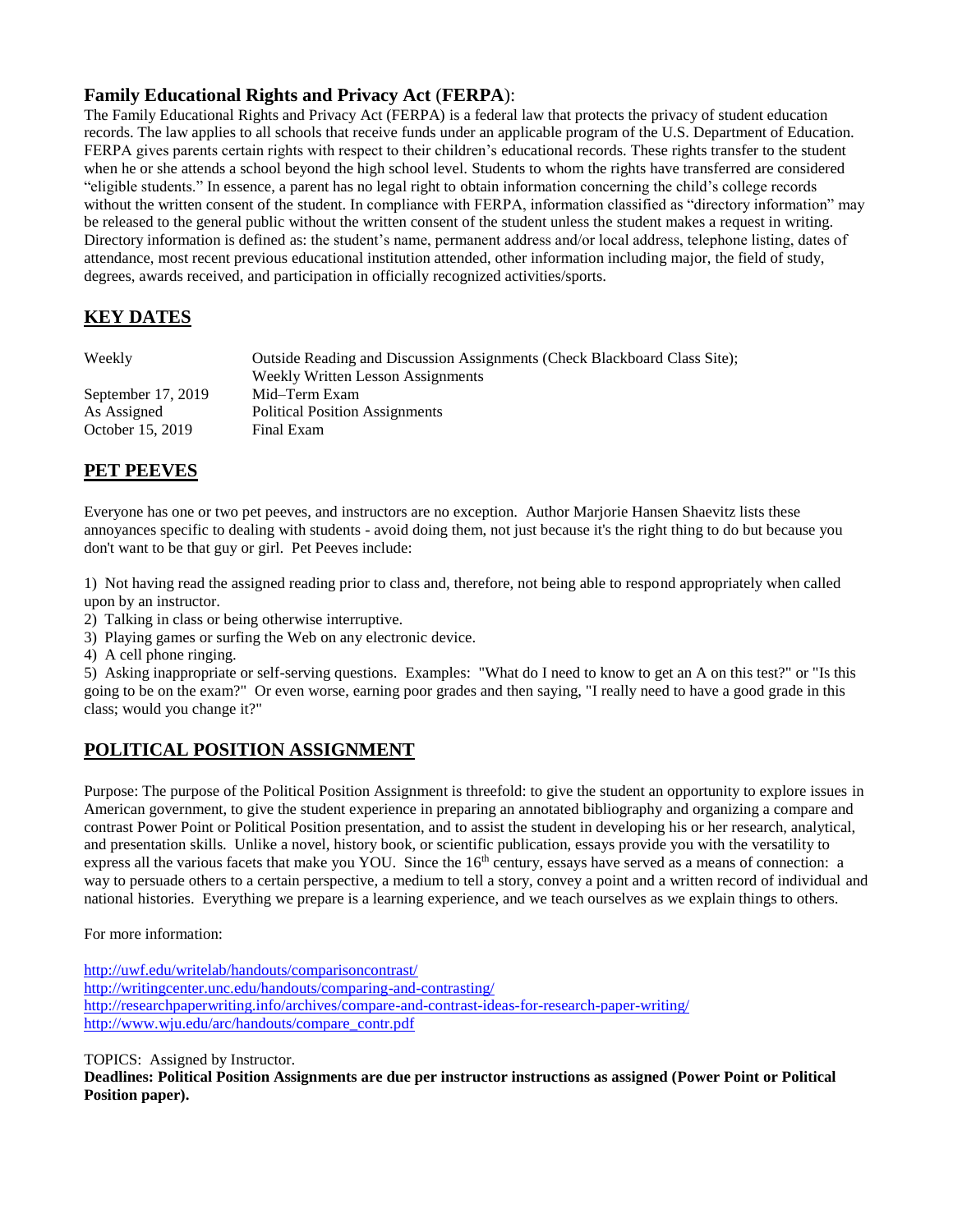## **Family Educational Rights and Privacy Act** (**FERPA**):

The Family Educational Rights and Privacy Act (FERPA) is a federal law that protects the privacy of student education records. The law applies to all schools that receive funds under an applicable program of the U.S. Department of Education. FERPA gives parents certain rights with respect to their children's educational records. These rights transfer to the student when he or she attends a school beyond the high school level. Students to whom the rights have transferred are considered "eligible students." In essence, a parent has no legal right to obtain information concerning the child's college records without the written consent of the student. In compliance with FERPA, information classified as "directory information" may be released to the general public without the written consent of the student unless the student makes a request in writing. Directory information is defined as: the student's name, permanent address and/or local address, telephone listing, dates of attendance, most recent previous educational institution attended, other information including major, the field of study, degrees, awards received, and participation in officially recognized activities/sports.

## KEY DATES

| | |
|---|---|
| Weekly | Outside Reading and Discussion Assignments (Check Blackboard Class Site); Weekly Written Lesson Assignments |
| September 17, 2019 | Mid–Term Exam |
| As Assigned | Political Position Assignments |
| October 15, 2019 | Final Exam |

## PET PEEVES

Everyone has one or two pet peeves, and instructors are no exception. Author Marjorie Hansen Shaevitz lists these annoyances specific to dealing with students - avoid doing them, not just because it's the right thing to do but because you don't want to be that guy or girl. Pet Peeves include:

1) Not having read the assigned reading prior to class and, therefore, not being able to respond appropriately when called upon by an instructor.
2) Talking in class or being otherwise interruptive.
3) Playing games or surfing the Web on any electronic device.
4) A cell phone ringing.
5) Asking inappropriate or self-serving questions. Examples: "What do I need to know to get an A on this test?" or "Is this going to be on the exam?" Or even worse, earning poor grades and then saying, "I really need to have a good grade in this class; would you change it?"

## POLITICAL POSITION ASSIGNMENT

Purpose: The purpose of the Political Position Assignment is threefold: to give the student an opportunity to explore issues in American government, to give the student experience in preparing an annotated bibliography and organizing a compare and contrast Power Point or Political Position presentation, and to assist the student in developing his or her research, analytical, and presentation skills. Unlike a novel, history book, or scientific publication, essays provide you with the versatility to express all the various facets that make you YOU. Since the 16th century, essays have served as a means of connection: a way to persuade others to a certain perspective, a medium to tell a story, convey a point and a written record of individual and national histories. Everything we prepare is a learning experience, and we teach ourselves as we explain things to others.

For more information:

http://uwf.edu/writelab/handouts/comparisoncontrast/
http://writingcenter.unc.edu/handouts/comparing-and-contrasting/
http://researchpaperwriting.info/archives/compare-and-contrast-ideas-for-research-paper-writing/
http://www.wju.edu/arc/handouts/compare_contr.pdf

TOPICS: Assigned by Instructor.

**Deadlines: Political Position Assignments are due per instructor instructions as assigned (Power Point or Political Position paper).**